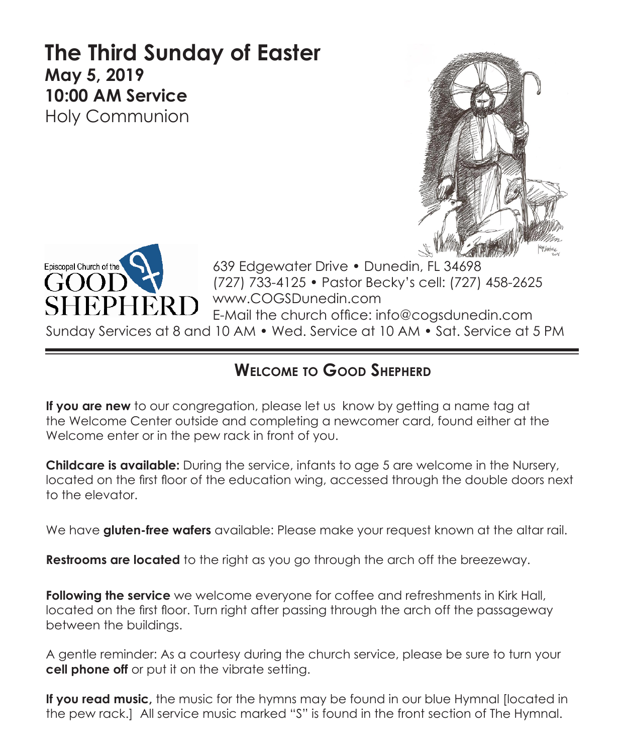# The Third Sunday of Easter

**May 5, 2019**
**10:00 AM Service**
Holy Communion

Episcopal Church of the GOOD SHEPHERD

639 Edgewater Drive • Dunedin, FL 34698
(727) 733-4125 • Pastor Becky's cell: (727) 458-2625
www.COGSDunedin.com
E-Mail the church office: info@cogsdunedin.com
Sunday Services at 8 and 10 AM • Wed. Service at 10 AM • Sat. Service at 5 PM

## Welcome to Good Shepherd

**If you are new** to our congregation, please let us know by getting a name tag at the Welcome Center outside and completing a newcomer card, found either at the Welcome enter or in the pew rack in front of you.

**Childcare is available:** During the service, infants to age 5 are welcome in the Nursery, located on the first floor of the education wing, accessed through the double doors next to the elevator.

We have **gluten-free wafers** available: Please make your request known at the altar rail.

**Restrooms are located** to the right as you go through the arch off the breezeway.

**Following the service** we welcome everyone for coffee and refreshments in Kirk Hall, located on the first floor. Turn right after passing through the arch off the passageway between the buildings.

A gentle reminder: As a courtesy during the church service, please be sure to turn your **cell phone off** or put it on the vibrate setting.

**If you read music,** the music for the hymns may be found in our blue Hymnal [located in the pew rack.] All service music marked "S" is found in the front section of The Hymnal.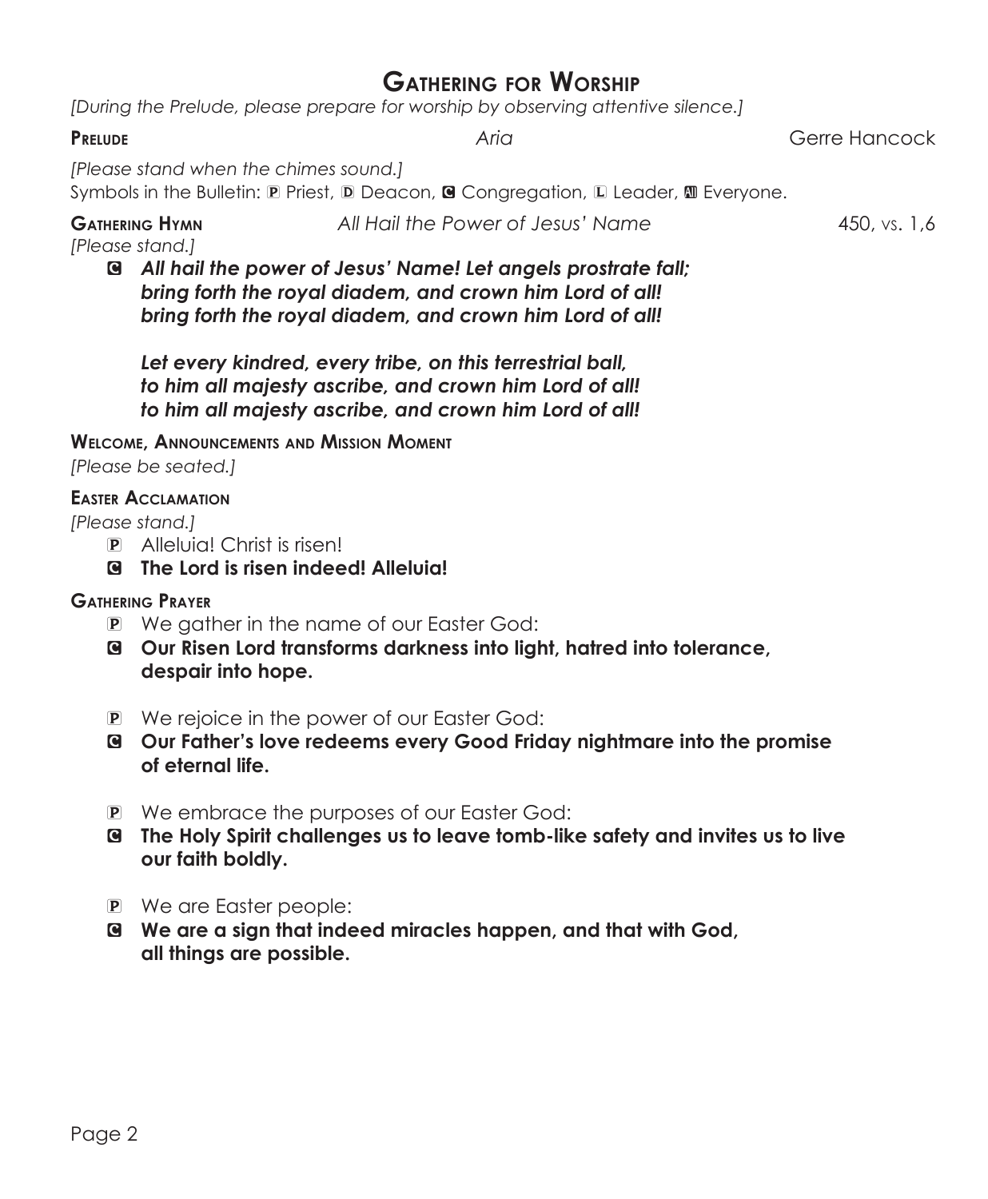# Gathering for Worship

*[During the Prelude, please prepare for worship by observing attentive silence.]*

**Prelude** *Aria* Gerre Hancock

*[Please stand when the chimes sound.]*

Symbols in the Bulletin: P Priest, D Deacon, C Congregation, L Leader, A Everyone.

**Gathering Hymn** *All Hail the Power of Jesus' Name* 450, vs. 1,6

*[Please stand.]*

C ***All hail the power of Jesus' Name! Let angels prostrate fall;***
***bring forth the royal diadem, and crown him Lord of all!***
***bring forth the royal diadem, and crown him Lord of all!***

***Let every kindred, every tribe, on this terrestrial ball,***
***to him all majesty ascribe, and crown him Lord of all!***
***to him all majesty ascribe, and crown him Lord of all!***

**Welcome, Announcements and Mission Moment**

*[Please be seated.]*

**Easter Acclamation**

*[Please stand.]*

P Alleluia! Christ is risen!

C **The Lord is risen indeed! Alleluia!**

**Gathering Prayer**

P We gather in the name of our Easter God:

C **Our Risen Lord transforms darkness into light, hatred into tolerance, despair into hope.**

P We rejoice in the power of our Easter God:

C **Our Father's love redeems every Good Friday nightmare into the promise of eternal life.**

P We embrace the purposes of our Easter God:

C **The Holy Spirit challenges us to leave tomb-like safety and invites us to live our faith boldly.**

P We are Easter people:

C **We are a sign that indeed miracles happen, and that with God, all things are possible.**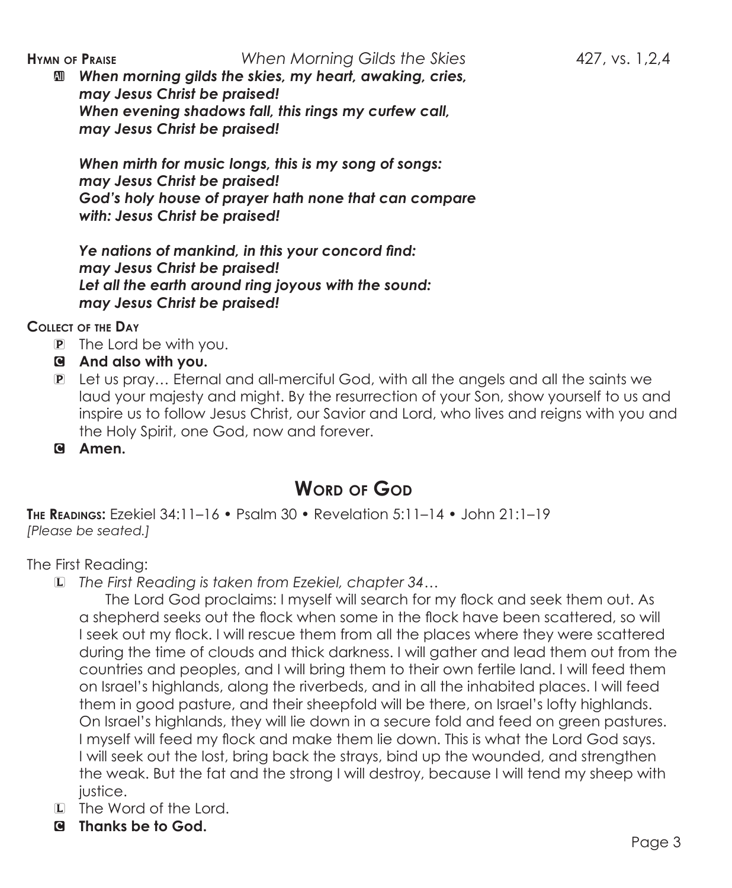**Hymn of Praise** *When Morning Gilds the Skies* 427, vs. 1,2,4

A ***When morning gilds the skies, my heart, awaking, cries,***
***may Jesus Christ be praised!***
***When evening shadows fall, this rings my curfew call,***
***may Jesus Christ be praised!***

***When mirth for music longs, this is my song of songs:***
***may Jesus Christ be praised!***
***God's holy house of prayer hath none that can compare***
***with: Jesus Christ be praised!***

***Ye nations of mankind, in this your concord find:***
***may Jesus Christ be praised!***
***Let all the earth around ring joyous with the sound:***
***may Jesus Christ be praised!***

**Collect of the Day**

P The Lord be with you.

C **And also with you.**

P Let us pray… Eternal and all-merciful God, with all the angels and all the saints we laud your majesty and might. By the resurrection of your Son, show yourself to us and inspire us to follow Jesus Christ, our Savior and Lord, who lives and reigns with you and the Holy Spirit, one God, now and forever.

C **Amen.**

## Word of God

**The Readings:** Ezekiel 34:11–16 • Psalm 30 • Revelation 5:11–14 • John 21:1–19
*[Please be seated.]*

The First Reading:

L *The First Reading is taken from Ezekiel, chapter 34…*

The Lord God proclaims: I myself will search for my flock and seek them out. As a shepherd seeks out the flock when some in the flock have been scattered, so will I seek out my flock. I will rescue them from all the places where they were scattered during the time of clouds and thick darkness. I will gather and lead them out from the countries and peoples, and I will bring them to their own fertile land. I will feed them on Israel's highlands, along the riverbeds, and in all the inhabited places. I will feed them in good pasture, and their sheepfold will be there, on Israel's lofty highlands. On Israel's highlands, they will lie down in a secure fold and feed on green pastures. I myself will feed my flock and make them lie down. This is what the Lord God says. I will seek out the lost, bring back the strays, bind up the wounded, and strengthen the weak. But the fat and the strong I will destroy, because I will tend my sheep with justice.

L The Word of the Lord.

C **Thanks be to God.**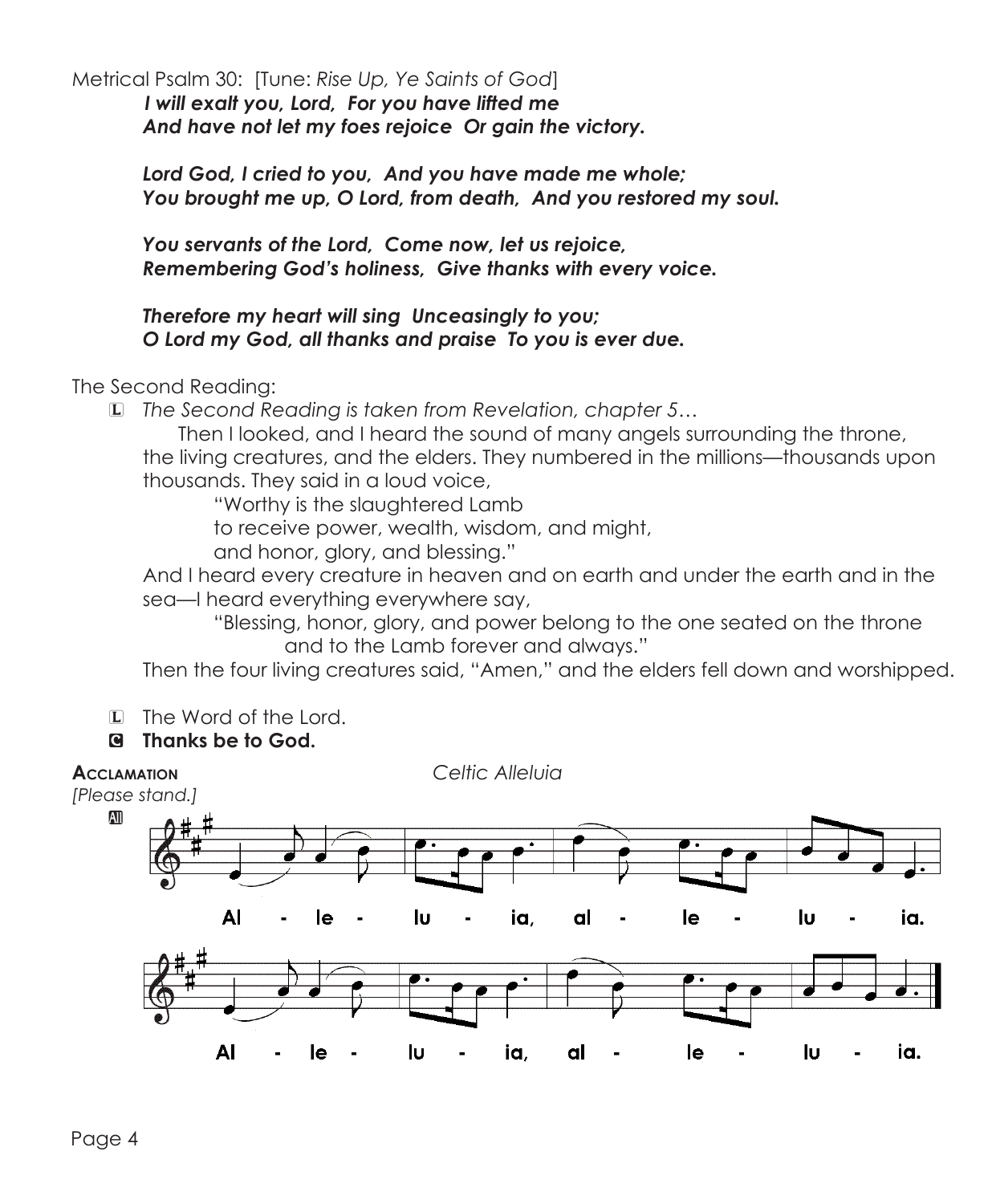Metrical Psalm 30: [Tune: *Rise Up, Ye Saints of God*]

***I will exalt you, Lord, For you have lifted me***
***And have not let my foes rejoice Or gain the victory.***

***Lord God, I cried to you, And you have made me whole;***
***You brought me up, O Lord, from death, And you restored my soul.***

***You servants of the Lord, Come now, let us rejoice,***
***Remembering God's holiness, Give thanks with every voice.***

***Therefore my heart will sing Unceasingly to you;***
***O Lord my God, all thanks and praise To you is ever due.***

The Second Reading:

L *The Second Reading is taken from Revelation, chapter 5…*

Then I looked, and I heard the sound of many angels surrounding the throne, the living creatures, and the elders. They numbered in the millions—thousands upon thousands. They said in a loud voice,

"Worthy is the slaughtered Lamb
to receive power, wealth, wisdom, and might,
and honor, glory, and blessing."

And I heard every creature in heaven and on earth and under the earth and in the sea—I heard everything everywhere say,

"Blessing, honor, glory, and power belong to the one seated on the throne
and to the Lamb forever and always."

Then the four living creatures said, "Amen," and the elders fell down and worshipped.

L The Word of the Lord.

**C Thanks be to God.**

**Acclamation** *Celtic Alleluia*

*[Please stand.]*

All

Al - le - lu - ia, al - le - lu - ia.

Al - le - lu - ia, al - le - lu - ia.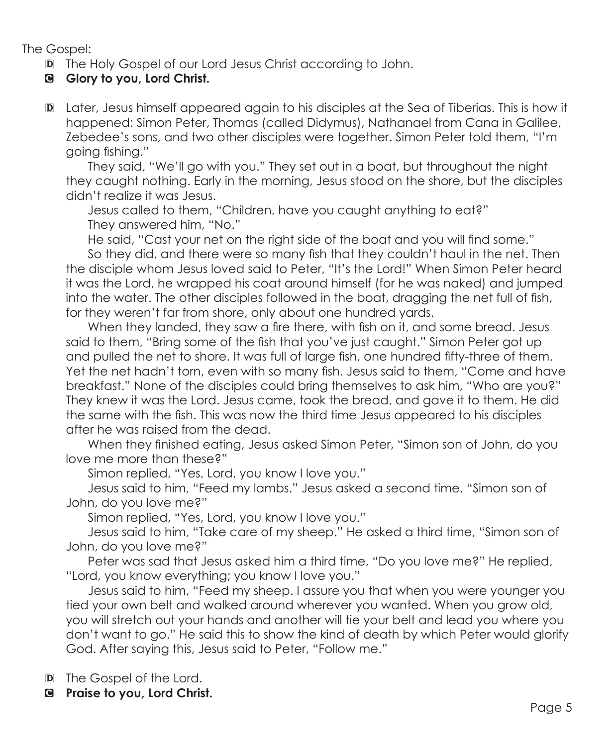The Gospel:

D The Holy Gospel of our Lord Jesus Christ according to John.

C **Glory to you, Lord Christ.**

D Later, Jesus himself appeared again to his disciples at the Sea of Tiberias. This is how it happened: Simon Peter, Thomas (called Didymus), Nathanael from Cana in Galilee, Zebedee's sons, and two other disciples were together. Simon Peter told them, "I'm going fishing."

They said, "We'll go with you." They set out in a boat, but throughout the night they caught nothing. Early in the morning, Jesus stood on the shore, but the disciples didn't realize it was Jesus.

Jesus called to them, "Children, have you caught anything to eat?"

They answered him, "No."

He said, "Cast your net on the right side of the boat and you will find some."

So they did, and there were so many fish that they couldn't haul in the net. Then the disciple whom Jesus loved said to Peter, "It's the Lord!" When Simon Peter heard it was the Lord, he wrapped his coat around himself (for he was naked) and jumped into the water. The other disciples followed in the boat, dragging the net full of fish, for they weren't far from shore, only about one hundred yards.

When they landed, they saw a fire there, with fish on it, and some bread. Jesus said to them, "Bring some of the fish that you've just caught." Simon Peter got up and pulled the net to shore. It was full of large fish, one hundred fifty-three of them. Yet the net hadn't torn, even with so many fish. Jesus said to them, "Come and have breakfast." None of the disciples could bring themselves to ask him, "Who are you?" They knew it was the Lord. Jesus came, took the bread, and gave it to them. He did the same with the fish. This was now the third time Jesus appeared to his disciples after he was raised from the dead.

When they finished eating, Jesus asked Simon Peter, "Simon son of John, do you love me more than these?"

Simon replied, "Yes, Lord, you know I love you."

Jesus said to him, "Feed my lambs." Jesus asked a second time, "Simon son of John, do you love me?"

Simon replied, "Yes, Lord, you know I love you."

Jesus said to him, "Take care of my sheep." He asked a third time, "Simon son of John, do you love me?"

Peter was sad that Jesus asked him a third time, "Do you love me?" He replied, "Lord, you know everything; you know I love you."

Jesus said to him, "Feed my sheep. I assure you that when you were younger you tied your own belt and walked around wherever you wanted. When you grow old, you will stretch out your hands and another will tie your belt and lead you where you don't want to go." He said this to show the kind of death by which Peter would glorify God. After saying this, Jesus said to Peter, "Follow me."

D The Gospel of the Lord.

C **Praise to you, Lord Christ.**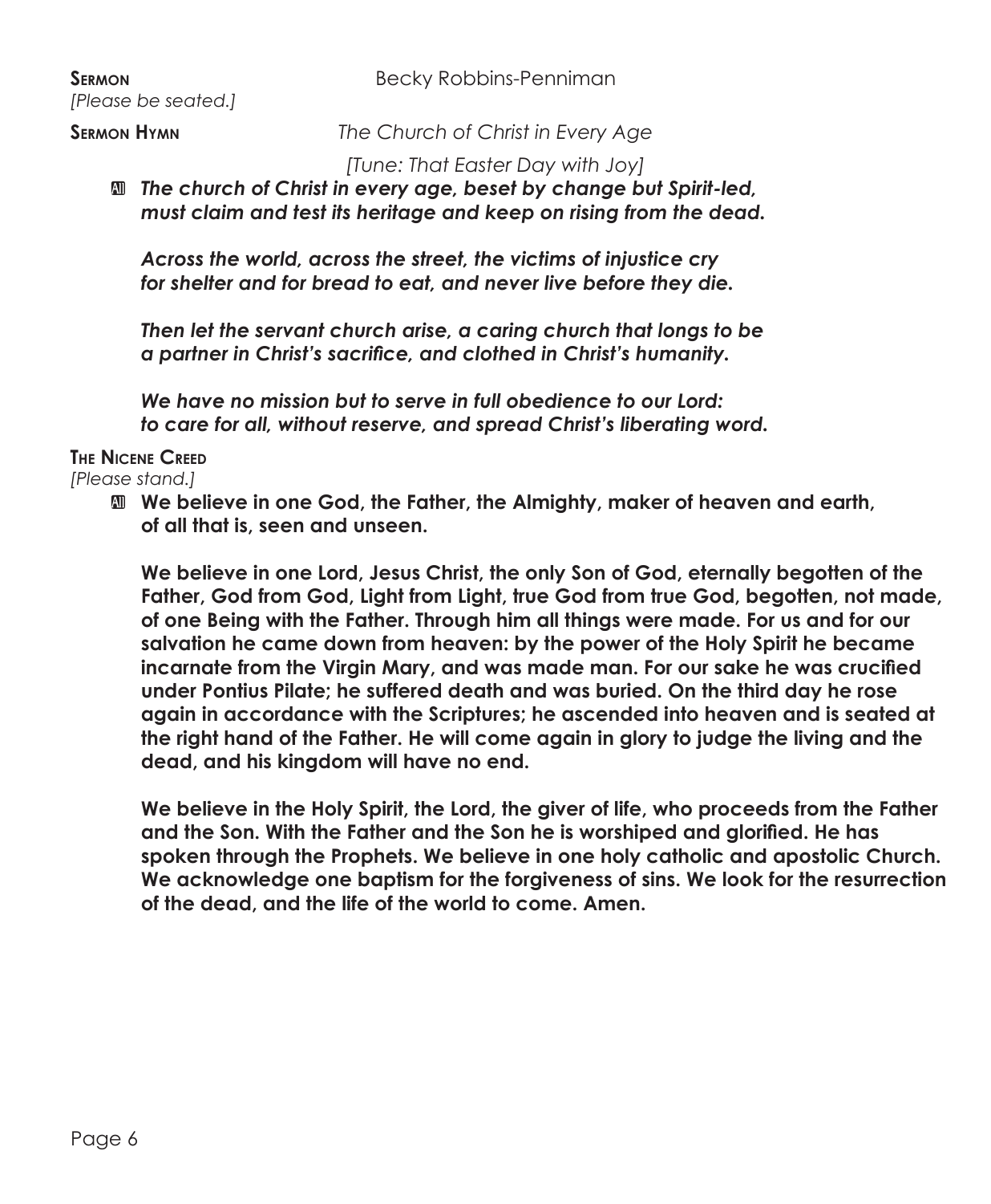**Sermon** Becky Robbins-Penniman

*[Please be seated.]*

**Sermon Hymn** *The Church of Christ in Every Age*

*[Tune: That Easter Day with Joy]*

All ***The church of Christ in every age, beset by change but Spirit-led, must claim and test its heritage and keep on rising from the dead.***

***Across the world, across the street, the victims of injustice cry for shelter and for bread to eat, and never live before they die.***

***Then let the servant church arise, a caring church that longs to be a partner in Christ's sacrifice, and clothed in Christ's humanity.***

***We have no mission but to serve in full obedience to our Lord: to care for all, without reserve, and spread Christ's liberating word.***

**The Nicene Creed**

*[Please stand.]*

All **We believe in one God, the Father, the Almighty, maker of heaven and earth, of all that is, seen and unseen.**

**We believe in one Lord, Jesus Christ, the only Son of God, eternally begotten of the Father, God from God, Light from Light, true God from true God, begotten, not made, of one Being with the Father. Through him all things were made. For us and for our salvation he came down from heaven: by the power of the Holy Spirit he became incarnate from the Virgin Mary, and was made man. For our sake he was crucified under Pontius Pilate; he suffered death and was buried. On the third day he rose again in accordance with the Scriptures; he ascended into heaven and is seated at the right hand of the Father. He will come again in glory to judge the living and the dead, and his kingdom will have no end.**

**We believe in the Holy Spirit, the Lord, the giver of life, who proceeds from the Father and the Son. With the Father and the Son he is worshiped and glorified. He has spoken through the Prophets. We believe in one holy catholic and apostolic Church. We acknowledge one baptism for the forgiveness of sins. We look for the resurrection of the dead, and the life of the world to come. Amen.**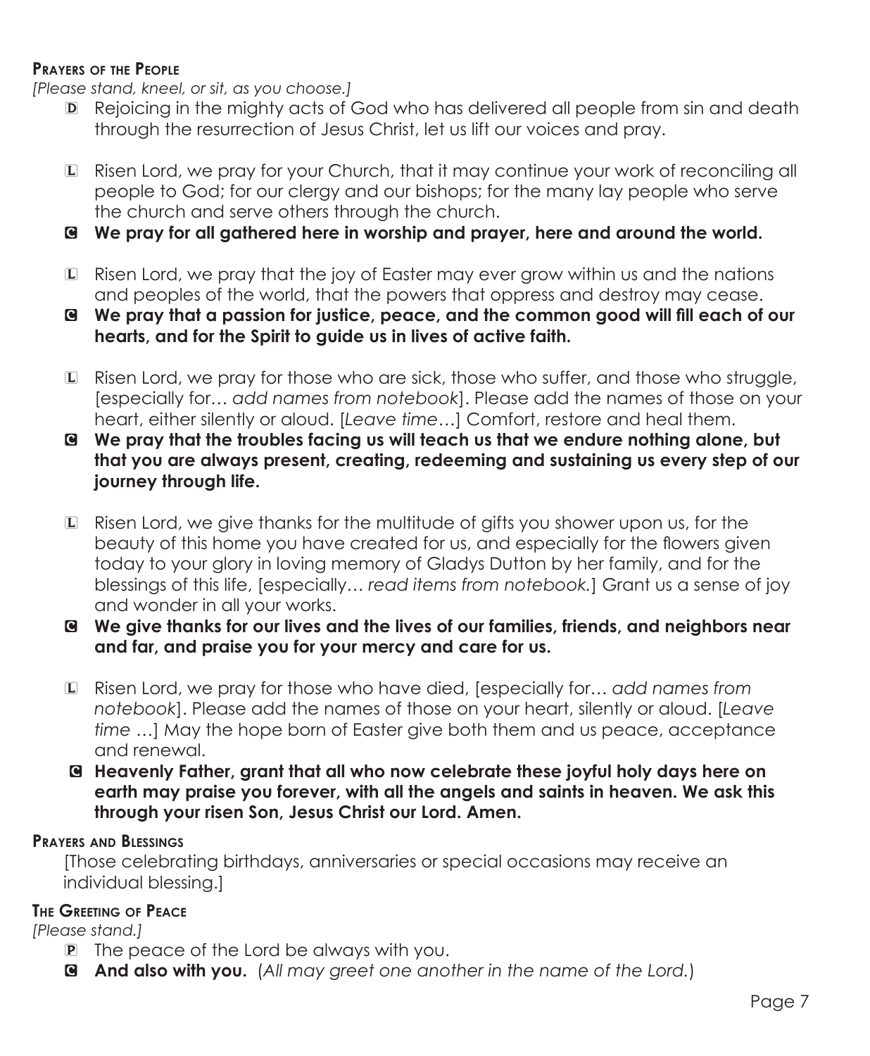## Prayers of the People

*[Please stand, kneel, or sit, as you choose.]*

D Rejoicing in the mighty acts of God who has delivered all people from sin and death through the resurrection of Jesus Christ, let us lift our voices and pray.

L Risen Lord, we pray for your Church, that it may continue your work of reconciling all people to God; for our clergy and our bishops; for the many lay people who serve the church and serve others through the church.

C **We pray for all gathered here in worship and prayer, here and around the world.**

L Risen Lord, we pray that the joy of Easter may ever grow within us and the nations and peoples of the world, that the powers that oppress and destroy may cease.

C **We pray that a passion for justice, peace, and the common good will fill each of our hearts, and for the Spirit to guide us in lives of active faith.**

L Risen Lord, we pray for those who are sick, those who suffer, and those who struggle, [especially for… *add names from notebook*]. Please add the names of those on your heart, either silently or aloud. [*Leave time*…] Comfort, restore and heal them.

C **We pray that the troubles facing us will teach us that we endure nothing alone, but that you are always present, creating, redeeming and sustaining us every step of our journey through life.**

L Risen Lord, we give thanks for the multitude of gifts you shower upon us, for the beauty of this home you have created for us, and especially for the flowers given today to your glory in loving memory of Gladys Dutton by her family, and for the blessings of this life, [especially… *read items from notebook.*] Grant us a sense of joy and wonder in all your works.

C **We give thanks for our lives and the lives of our families, friends, and neighbors near and far, and praise you for your mercy and care for us.**

L Risen Lord, we pray for those who have died, [especially for… *add names from notebook*]. Please add the names of those on your heart, silently or aloud. [*Leave time* …] May the hope born of Easter give both them and us peace, acceptance and renewal.

C **Heavenly Father, grant that all who now celebrate these joyful holy days here on earth may praise you forever, with all the angels and saints in heaven. We ask this through your risen Son, Jesus Christ our Lord. Amen.**

## Prayers and Blessings

[Those celebrating birthdays, anniversaries or special occasions may receive an individual blessing.]

## The Greeting of Peace

*[Please stand.]*

P The peace of the Lord be always with you.

C **And also with you.** (*All may greet one another in the name of the Lord.*)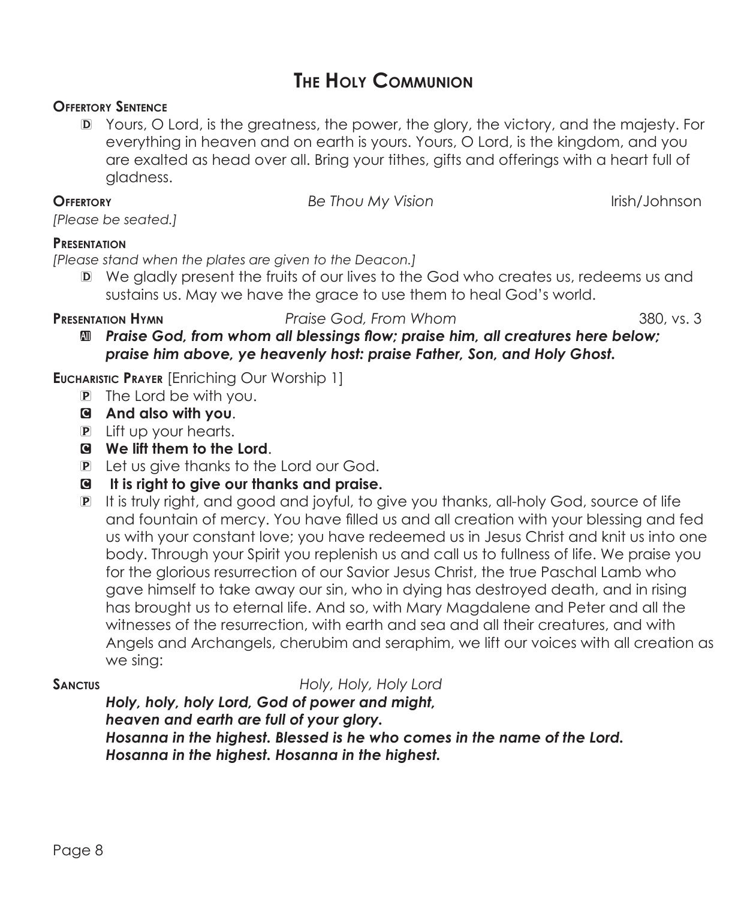# The Holy Communion

**Offertory Sentence**

D Yours, O Lord, is the greatness, the power, the glory, the victory, and the majesty. For everything in heaven and on earth is yours. Yours, O Lord, is the kingdom, and you are exalted as head over all. Bring your tithes, gifts and offerings with a heart full of gladness.

**Offertory** *Be Thou My Vision* Irish/Johnson

*[Please be seated.]*

**Presentation**

*[Please stand when the plates are given to the Deacon.]*

D We gladly present the fruits of our lives to the God who creates us, redeems us and sustains us. May we have the grace to use them to heal God's world.

**Presentation Hymn** *Praise God, From Whom* 380, vs. 3

All ***Praise God, from whom all blessings flow; praise him, all creatures here below; praise him above, ye heavenly host: praise Father, Son, and Holy Ghost.***

**Eucharistic Prayer** [Enriching Our Worship 1]

P The Lord be with you.

C **And also with you**.

P Lift up your hearts.

C **We lift them to the Lord**.

P Let us give thanks to the Lord our God.

C **It is right to give our thanks and praise.**

P It is truly right, and good and joyful, to give you thanks, all-holy God, source of life and fountain of mercy. You have filled us and all creation with your blessing and fed us with your constant love; you have redeemed us in Jesus Christ and knit us into one body. Through your Spirit you replenish us and call us to fullness of life. We praise you for the glorious resurrection of our Savior Jesus Christ, the true Paschal Lamb who gave himself to take away our sin, who in dying has destroyed death, and in rising has brought us to eternal life. And so, with Mary Magdalene and Peter and all the witnesses of the resurrection, with earth and sea and all their creatures, and with Angels and Archangels, cherubim and seraphim, we lift our voices with all creation as we sing:

**Sanctus** *Holy, Holy, Holy Lord*

***Holy, holy, holy Lord, God of power and might,***
***heaven and earth are full of your glory.***
***Hosanna in the highest. Blessed is he who comes in the name of the Lord.***
***Hosanna in the highest. Hosanna in the highest.***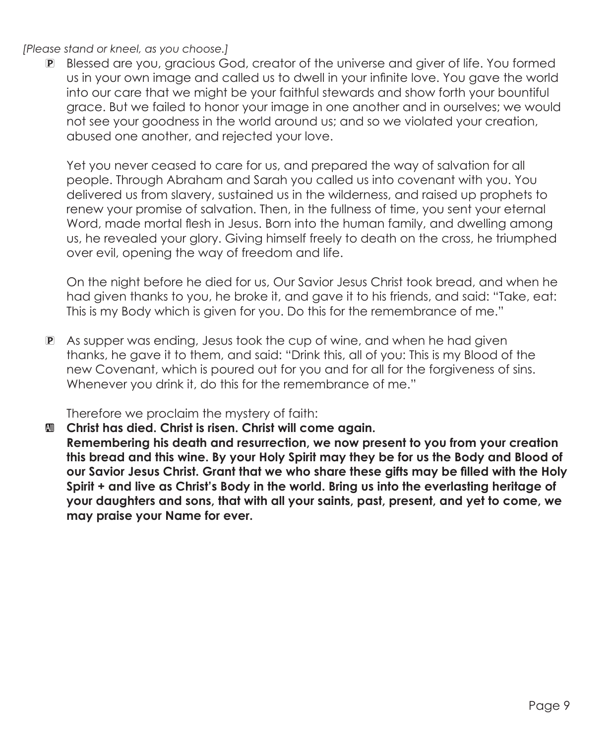*[Please stand or kneel, as you choose.]*

P Blessed are you, gracious God, creator of the universe and giver of life. You formed us in your own image and called us to dwell in your infinite love. You gave the world into our care that we might be your faithful stewards and show forth your bountiful grace. But we failed to honor your image in one another and in ourselves; we would not see your goodness in the world around us; and so we violated your creation, abused one another, and rejected your love.

Yet you never ceased to care for us, and prepared the way of salvation for all people. Through Abraham and Sarah you called us into covenant with you. You delivered us from slavery, sustained us in the wilderness, and raised up prophets to renew your promise of salvation. Then, in the fullness of time, you sent your eternal Word, made mortal flesh in Jesus. Born into the human family, and dwelling among us, he revealed your glory. Giving himself freely to death on the cross, he triumphed over evil, opening the way of freedom and life.

On the night before he died for us, Our Savior Jesus Christ took bread, and when he had given thanks to you, he broke it, and gave it to his friends, and said: "Take, eat: This is my Body which is given for you. Do this for the remembrance of me."

P As supper was ending, Jesus took the cup of wine, and when he had given thanks, he gave it to them, and said: "Drink this, all of you: This is my Blood of the new Covenant, which is poured out for you and for all for the forgiveness of sins. Whenever you drink it, do this for the remembrance of me."

Therefore we proclaim the mystery of faith:

All **Christ has died. Christ is risen. Christ will come again.**
**Remembering his death and resurrection, we now present to you from your creation this bread and this wine. By your Holy Spirit may they be for us the Body and Blood of our Savior Jesus Christ. Grant that we who share these gifts may be filled with the Holy Spirit + and live as Christ's Body in the world. Bring us into the everlasting heritage of your daughters and sons, that with all your saints, past, present, and yet to come, we may praise your Name for ever.**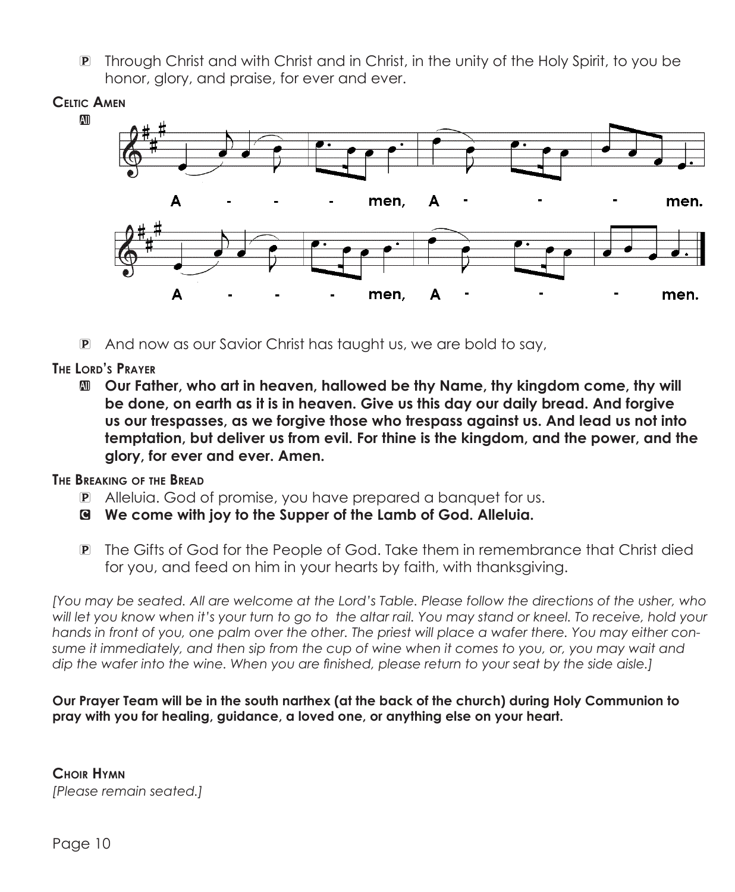**P** Through Christ and with Christ and in Christ, in the unity of the Holy Spirit, to you be honor, glory, and praise, for ever and ever.

**Celtic Amen**

**All**

A - - - men, A - - - men.

A - - - men, A - - - men.

**P** And now as our Savior Christ has taught us, we are bold to say,

**The Lord's Prayer**

**All** **Our Father, who art in heaven, hallowed be thy Name, thy kingdom come, thy will be done, on earth as it is in heaven. Give us this day our daily bread. And forgive us our trespasses, as we forgive those who trespass against us. And lead us not into temptation, but deliver us from evil. For thine is the kingdom, and the power, and the glory, for ever and ever. Amen.**

**The Breaking of the Bread**

**P** Alleluia. God of promise, you have prepared a banquet for us.

**C** **We come with joy to the Supper of the Lamb of God. Alleluia.**

**P** The Gifts of God for the People of God. Take them in remembrance that Christ died for you, and feed on him in your hearts by faith, with thanksgiving.

*[You may be seated. All are welcome at the Lord's Table. Please follow the directions of the usher, who will let you know when it's your turn to go to the altar rail. You may stand or kneel. To receive, hold your hands in front of you, one palm over the other. The priest will place a wafer there. You may either consume it immediately, and then sip from the cup of wine when it comes to you, or, you may wait and dip the wafer into the wine. When you are finished, please return to your seat by the side aisle.]*

**Our Prayer Team will be in the south narthex (at the back of the church) during Holy Communion to pray with you for healing, guidance, a loved one, or anything else on your heart.**

**Choir Hymn**

*[Please remain seated.]*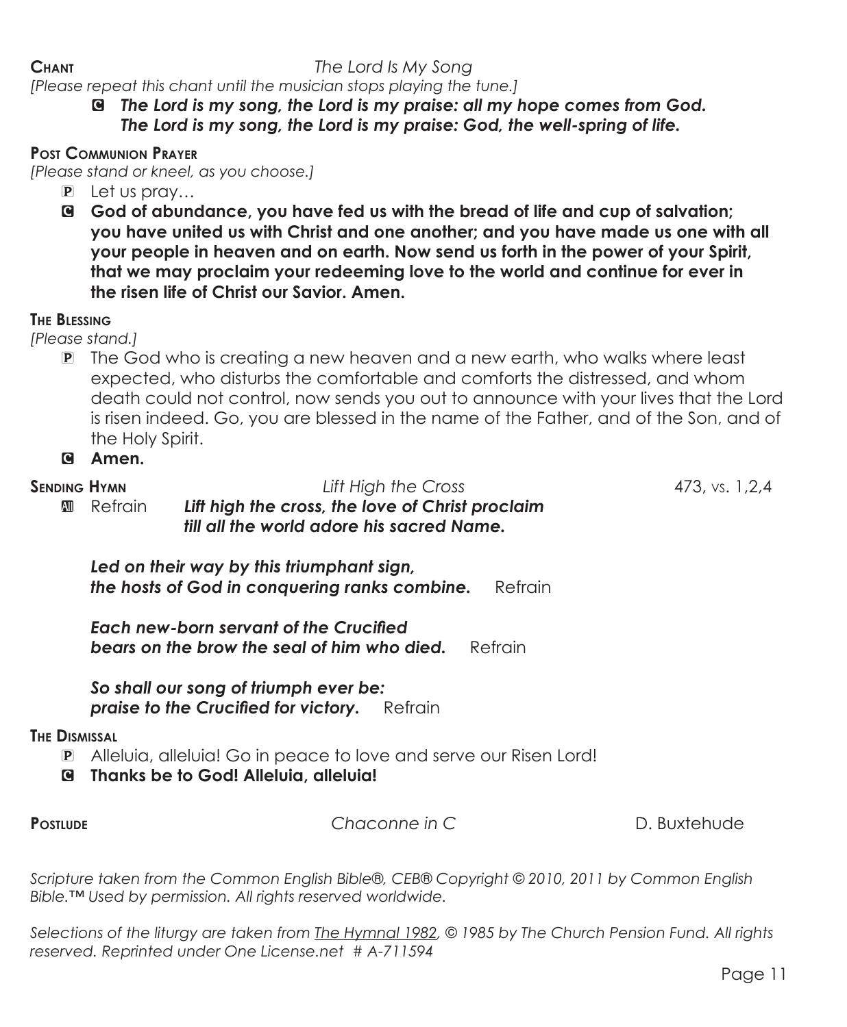**Chant** *The Lord Is My Song*

*[Please repeat this chant until the musician stops playing the tune.]*

C ***The Lord is my song, the Lord is my praise: all my hope comes from God. The Lord is my song, the Lord is my praise: God, the well-spring of life.***

**Post Communion Prayer**

*[Please stand or kneel, as you choose.]*

P Let us pray…

C **God of abundance, you have fed us with the bread of life and cup of salvation; you have united us with Christ and one another; and you have made us one with all your people in heaven and on earth. Now send us forth in the power of your Spirit, that we may proclaim your redeeming love to the world and continue for ever in the risen life of Christ our Savior. Amen.**

**The Blessing**

*[Please stand.]*

P The God who is creating a new heaven and a new earth, who walks where least expected, who disturbs the comfortable and comforts the distressed, and whom death could not control, now sends you out to announce with your lives that the Lord is risen indeed. Go, you are blessed in the name of the Father, and of the Son, and of the Holy Spirit.

C **Amen.**

**Sending Hymn** *Lift High the Cross* 473, vs. 1,2,4

All Refrain ***Lift high the cross, the love of Christ proclaim till all the world adore his sacred Name.***

***Led on their way by this triumphant sign, the hosts of God in conquering ranks combine.*** Refrain

***Each new-born servant of the Crucified bears on the brow the seal of him who died.*** Refrain

***So shall our song of triumph ever be: praise to the Crucified for victory.*** Refrain

**The Dismissal**

P Alleluia, alleluia! Go in peace to love and serve our Risen Lord!

C **Thanks be to God! Alleluia, alleluia!**

**Postlude** *Chaconne in C* D. Buxtehude

*Scripture taken from the Common English Bible®, CEB® Copyright © 2010, 2011 by Common English Bible.™ Used by permission. All rights reserved worldwide.*

*Selections of the liturgy are taken from The Hymnal 1982, © 1985 by The Church Pension Fund. All rights reserved. Reprinted under One License.net # A-711594*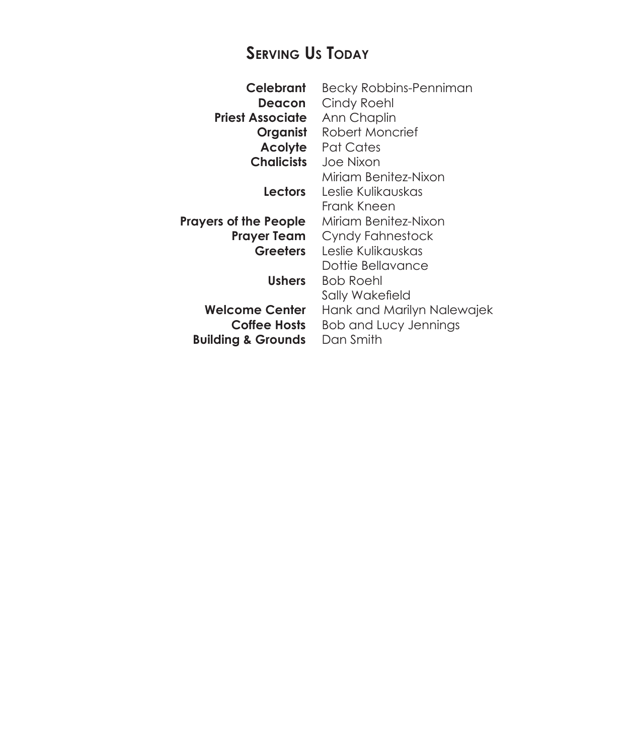## Serving Us Today

| | |
|---|---|
| **Celebrant** | Becky Robbins-Penniman |
| **Deacon** | Cindy Roehl |
| **Priest Associate** | Ann Chaplin |
| **Organist** | Robert Moncrief |
| **Acolyte** | Pat Cates |
| **Chalicists** | Joe Nixon |
| | Miriam Benitez-Nixon |
| **Lectors** | Leslie Kulikauskas |
| | Frank Kneen |
| **Prayers of the People** | Miriam Benitez-Nixon |
| **Prayer Team** | Cyndy Fahnestock |
| **Greeters** | Leslie Kulikauskas |
| | Dottie Bellavance |
| **Ushers** | Bob Roehl |
| | Sally Wakefield |
| **Welcome Center** | Hank and Marilyn Nalewajek |
| **Coffee Hosts** | Bob and Lucy Jennings |
| **Building & Grounds** | Dan Smith |